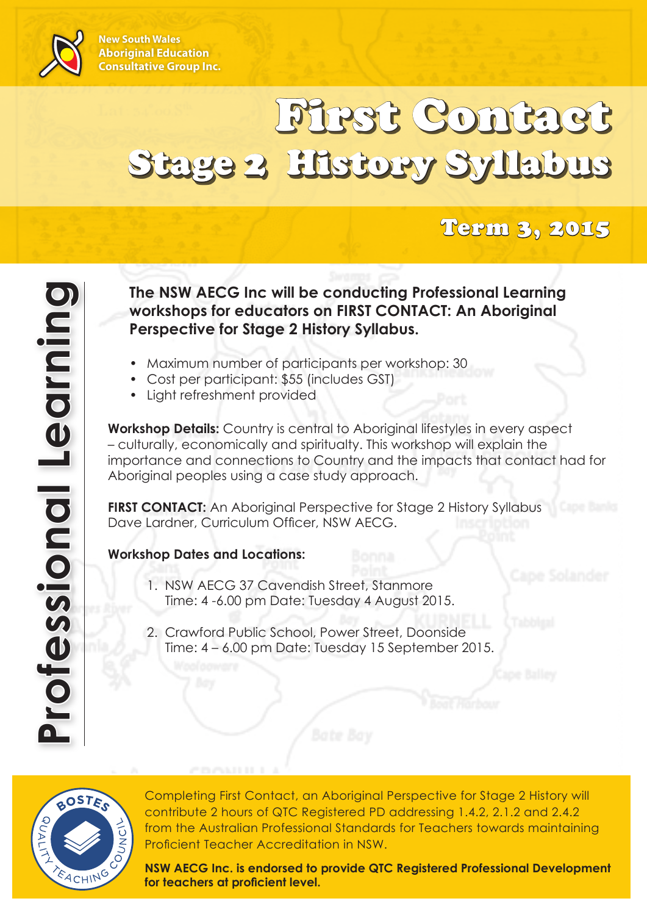New South Wales Aboriginal Education Consultative Group Inc.

# First Contact
# Stage 2 History Syllabus

## Term 3, 2015

**Professional Learning**

**The NSW AECG Inc will be conducting Professional Learning workshops for educators on FIRST CONTACT: An Aboriginal Perspective for Stage 2 History Syllabus.**

- Maximum number of participants per workshop: 30
- Cost per participant: $55 (includes GST)
- Light refreshment provided

**Workshop Details:** Country is central to Aboriginal lifestyles in every aspect – culturally, economically and spiritualty. This workshop will explain the importance and connections to Country and the impacts that contact had for Aboriginal peoples using a case study approach.

**FIRST CONTACT:** An Aboriginal Perspective for Stage 2 History Syllabus
Dave Lardner, Curriculum Officer, NSW AECG.

**Workshop Dates and Locations:**

1. NSW AECG 37 Cavendish Street, Stanmore
   Time: 4 -6.00 pm Date: Tuesday 4 August 2015.

2. Crawford Public School, Power Street, Doonside
   Time: 4 – 6.00 pm Date: Tuesday 15 September 2015.

BOSTES QUALITY TEACHING COUNCIL

Completing First Contact, an Aboriginal Perspective for Stage 2 History will contribute 2 hours of QTC Registered PD addressing 1.4.2, 2.1.2 and 2.4.2 from the Australian Professional Standards for Teachers towards maintaining Proficient Teacher Accreditation in NSW.

**NSW AECG Inc. is endorsed to provide QTC Registered Professional Development for teachers at proficient level.**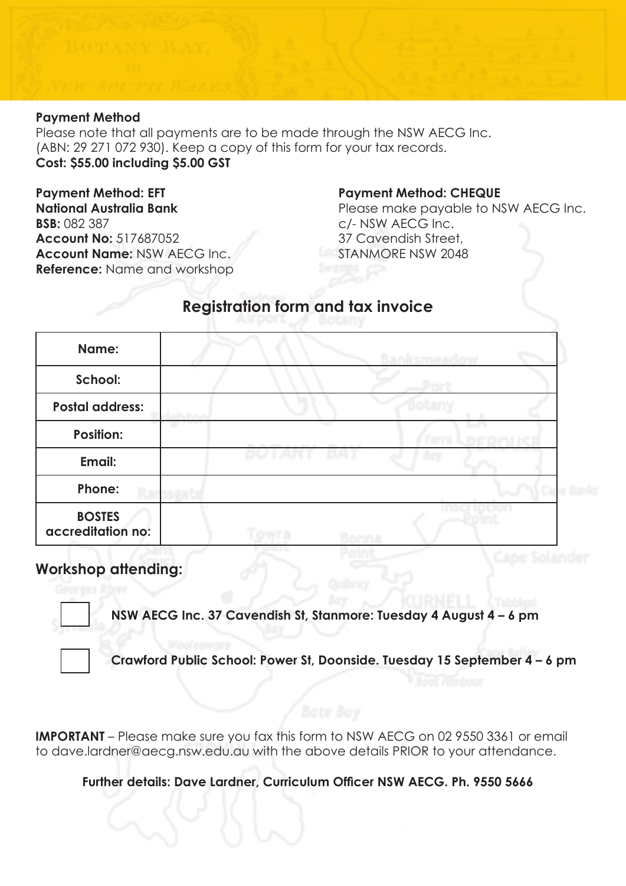**Payment Method**
Please note that all payments are to be made through the NSW AECG Inc. (ABN: 29 271 072 930). Keep a copy of this form for your tax records.
**Cost: $55.00 including $5.00 GST**

**Payment Method: EFT**
**National Australia Bank**
**BSB:** 082 387
**Account No:** 517687052
**Account Name:** NSW AECG Inc.
**Reference:** Name and workshop

**Payment Method: CHEQUE**
Please make payable to NSW AECG Inc.
c/- NSW AECG Inc.
37 Cavendish Street,
STANMORE NSW 2048

## Registration form and tax invoice

| | |
|---|---|
| **Name:** | |
| **School:** | |
| **Postal address:** | |
| **Position:** | |
| **Email:** | |
| **Phone:** | |
| **BOSTES accreditation no:** | |

### Workshop attending:

☐ **NSW AECG Inc. 37 Cavendish St, Stanmore: Tuesday 4 August 4 – 6 pm**

☐ **Crawford Public School: Power St, Doonside. Tuesday 15 September 4 – 6 pm**

**IMPORTANT** – Please make sure you fax this form to NSW AECG on 02 9550 3361 or email to dave.lardner@aecg.nsw.edu.au with the above details PRIOR to your attendance.

**Further details: Dave Lardner, Curriculum Officer NSW AECG. Ph. 9550 5666**